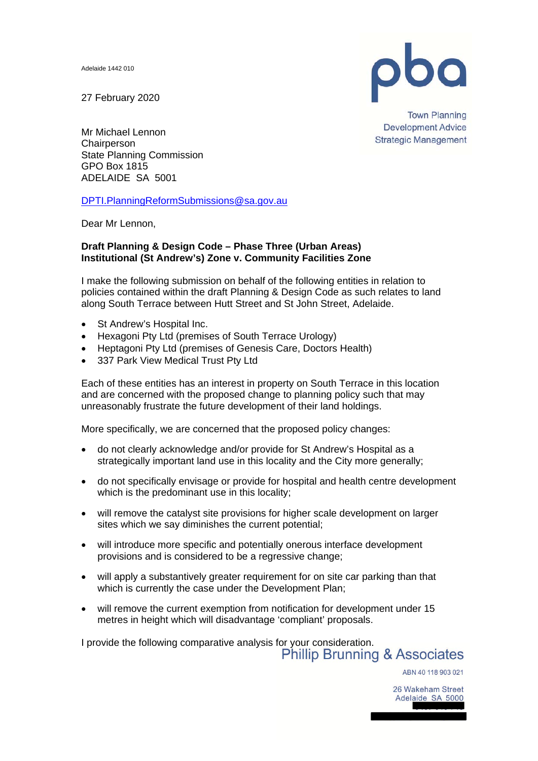Adelaide 1442 010

27 February 2020

Mr Michael Lennon
Chairperson
State Planning Commission
GPO Box 1815
ADELAIDE SA 5001

pba

Town Planning
Development Advice
Strategic Management

DPTI.PlanningReformSubmissions@sa.gov.au

Dear Mr Lennon,

**Draft Planning & Design Code – Phase Three (Urban Areas)**
**Institutional (St Andrew's) Zone v. Community Facilities Zone**

I make the following submission on behalf of the following entities in relation to policies contained within the draft Planning & Design Code as such relates to land along South Terrace between Hutt Street and St John Street, Adelaide.

- St Andrew's Hospital Inc.
- Hexagoni Pty Ltd (premises of South Terrace Urology)
- Heptagoni Pty Ltd (premises of Genesis Care, Doctors Health)
- 337 Park View Medical Trust Pty Ltd

Each of these entities has an interest in property on South Terrace in this location and are concerned with the proposed change to planning policy such that may unreasonably frustrate the future development of their land holdings.

More specifically, we are concerned that the proposed policy changes:

- do not clearly acknowledge and/or provide for St Andrew's Hospital as a strategically important land use in this locality and the City more generally;
- do not specifically envisage or provide for hospital and health centre development which is the predominant use in this locality;
- will remove the catalyst site provisions for higher scale development on larger sites which we say diminishes the current potential;
- will introduce more specific and potentially onerous interface development provisions and is considered to be a regressive change;
- will apply a substantively greater requirement for on site car parking than that which is currently the case under the Development Plan;
- will remove the current exemption from notification for development under 15 metres in height which will disadvantage 'compliant' proposals.

I provide the following comparative analysis for your consideration.

Phillip Brunning & Associates

ABN 40 118 903 021

26 Wakeham Street
Adelaide SA 5000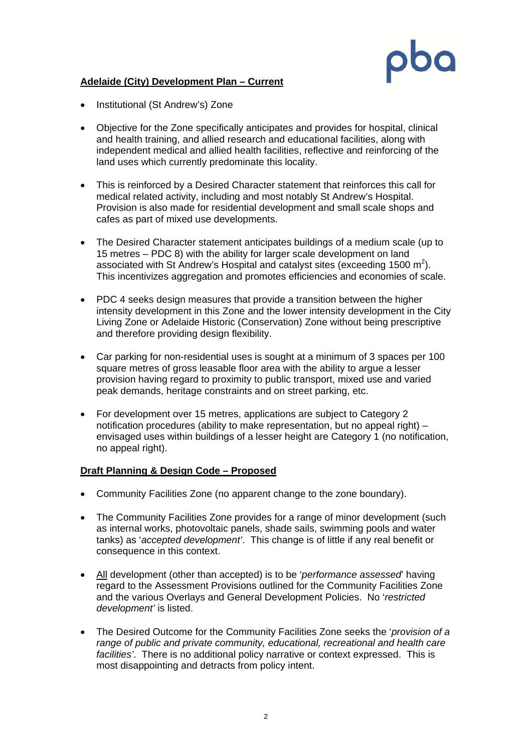**<u>Adelaide (City) Development Plan – Current</u>**

- Institutional (St Andrew's) Zone
- Objective for the Zone specifically anticipates and provides for hospital, clinical and health training, and allied research and educational facilities, along with independent medical and allied health facilities, reflective and reinforcing of the land uses which currently predominate this locality.
- This is reinforced by a Desired Character statement that reinforces this call for medical related activity, including and most notably St Andrew's Hospital. Provision is also made for residential development and small scale shops and cafes as part of mixed use developments.
- The Desired Character statement anticipates buildings of a medium scale (up to 15 metres – PDC 8) with the ability for larger scale development on land associated with St Andrew's Hospital and catalyst sites (exceeding 1500 $m^2$). This incentivizes aggregation and promotes efficiencies and economies of scale.
- PDC 4 seeks design measures that provide a transition between the higher intensity development in this Zone and the lower intensity development in the City Living Zone or Adelaide Historic (Conservation) Zone without being prescriptive and therefore providing design flexibility.
- Car parking for non-residential uses is sought at a minimum of 3 spaces per 100 square metres of gross leasable floor area with the ability to argue a lesser provision having regard to proximity to public transport, mixed use and varied peak demands, heritage constraints and on street parking, etc.
- For development over 15 metres, applications are subject to Category 2 notification procedures (ability to make representation, but no appeal right) – envisaged uses within buildings of a lesser height are Category 1 (no notification, no appeal right).

**<u>Draft Planning & Design Code – Proposed</u>**

- Community Facilities Zone (no apparent change to the zone boundary).
- The Community Facilities Zone provides for a range of minor development (such as internal works, photovoltaic panels, shade sails, swimming pools and water tanks) as '*accepted development*'. This change is of little if any real benefit or consequence in this context.
- <u>All</u> development (other than accepted) is to be '*performance assessed*' having regard to the Assessment Provisions outlined for the Community Facilities Zone and the various Overlays and General Development Policies. No '*restricted development*' is listed.
- The Desired Outcome for the Community Facilities Zone seeks the '*provision of a range of public and private community, educational, recreational and health care facilities*'. There is no additional policy narrative or context expressed. This is most disappointing and detracts from policy intent.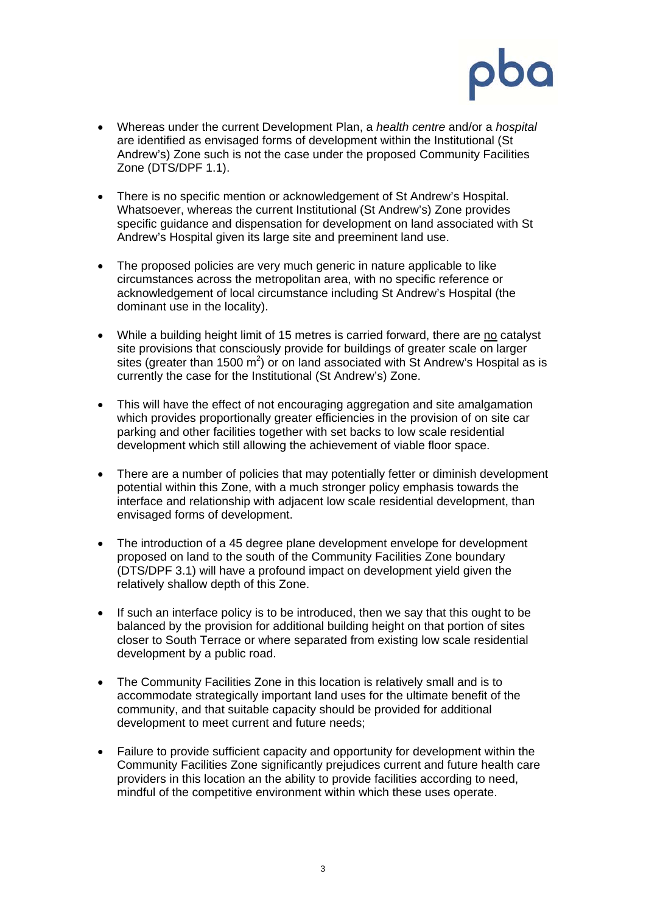- Whereas under the current Development Plan, a *health centre* and/or a *hospital* are identified as envisaged forms of development within the Institutional (St Andrew's) Zone such is not the case under the proposed Community Facilities Zone (DTS/DPF 1.1).

- There is no specific mention or acknowledgement of St Andrew's Hospital. Whatsoever, whereas the current Institutional (St Andrew's) Zone provides specific guidance and dispensation for development on land associated with St Andrew's Hospital given its large site and preeminent land use.

- The proposed policies are very much generic in nature applicable to like circumstances across the metropolitan area, with no specific reference or acknowledgement of local circumstance including St Andrew's Hospital (the dominant use in the locality).

- While a building height limit of 15 metres is carried forward, there are no catalyst site provisions that consciously provide for buildings of greater scale on larger sites (greater than 1500 $m^2$) or on land associated with St Andrew's Hospital as is currently the case for the Institutional (St Andrew's) Zone.

- This will have the effect of not encouraging aggregation and site amalgamation which provides proportionally greater efficiencies in the provision of on site car parking and other facilities together with set backs to low scale residential development which still allowing the achievement of viable floor space.

- There are a number of policies that may potentially fetter or diminish development potential within this Zone, with a much stronger policy emphasis towards the interface and relationship with adjacent low scale residential development, than envisaged forms of development.

- The introduction of a 45 degree plane development envelope for development proposed on land to the south of the Community Facilities Zone boundary (DTS/DPF 3.1) will have a profound impact on development yield given the relatively shallow depth of this Zone.

- If such an interface policy is to be introduced, then we say that this ought to be balanced by the provision for additional building height on that portion of sites closer to South Terrace or where separated from existing low scale residential development by a public road.

- The Community Facilities Zone in this location is relatively small and is to accommodate strategically important land uses for the ultimate benefit of the community, and that suitable capacity should be provided for additional development to meet current and future needs;

- Failure to provide sufficient capacity and opportunity for development within the Community Facilities Zone significantly prejudices current and future health care providers in this location an the ability to provide facilities according to need, mindful of the competitive environment within which these uses operate.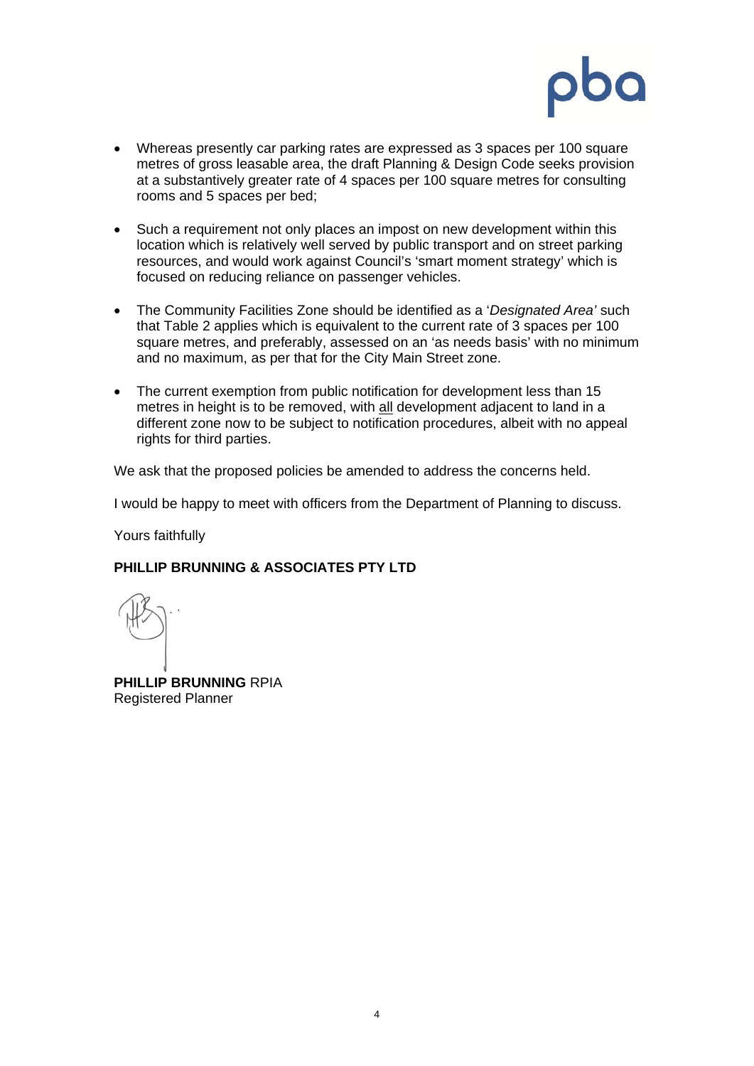- Whereas presently car parking rates are expressed as 3 spaces per 100 square metres of gross leasable area, the draft Planning & Design Code seeks provision at a substantively greater rate of 4 spaces per 100 square metres for consulting rooms and 5 spaces per bed;

- Such a requirement not only places an impost on new development within this location which is relatively well served by public transport and on street parking resources, and would work against Council's 'smart moment strategy' which is focused on reducing reliance on passenger vehicles.

- The Community Facilities Zone should be identified as a '*Designated Area'* such that Table 2 applies which is equivalent to the current rate of 3 spaces per 100 square metres, and preferably, assessed on an 'as needs basis' with no minimum and no maximum, as per that for the City Main Street zone.

- The current exemption from public notification for development less than 15 metres in height is to be removed, with <u>all</u> development adjacent to land in a different zone now to be subject to notification procedures, albeit with no appeal rights for third parties.

We ask that the proposed policies be amended to address the concerns held.

I would be happy to meet with officers from the Department of Planning to discuss.

Yours faithfully

**PHILLIP BRUNNING & ASSOCIATES PTY LTD**

**PHILLIP BRUNNING** RPIA
Registered Planner